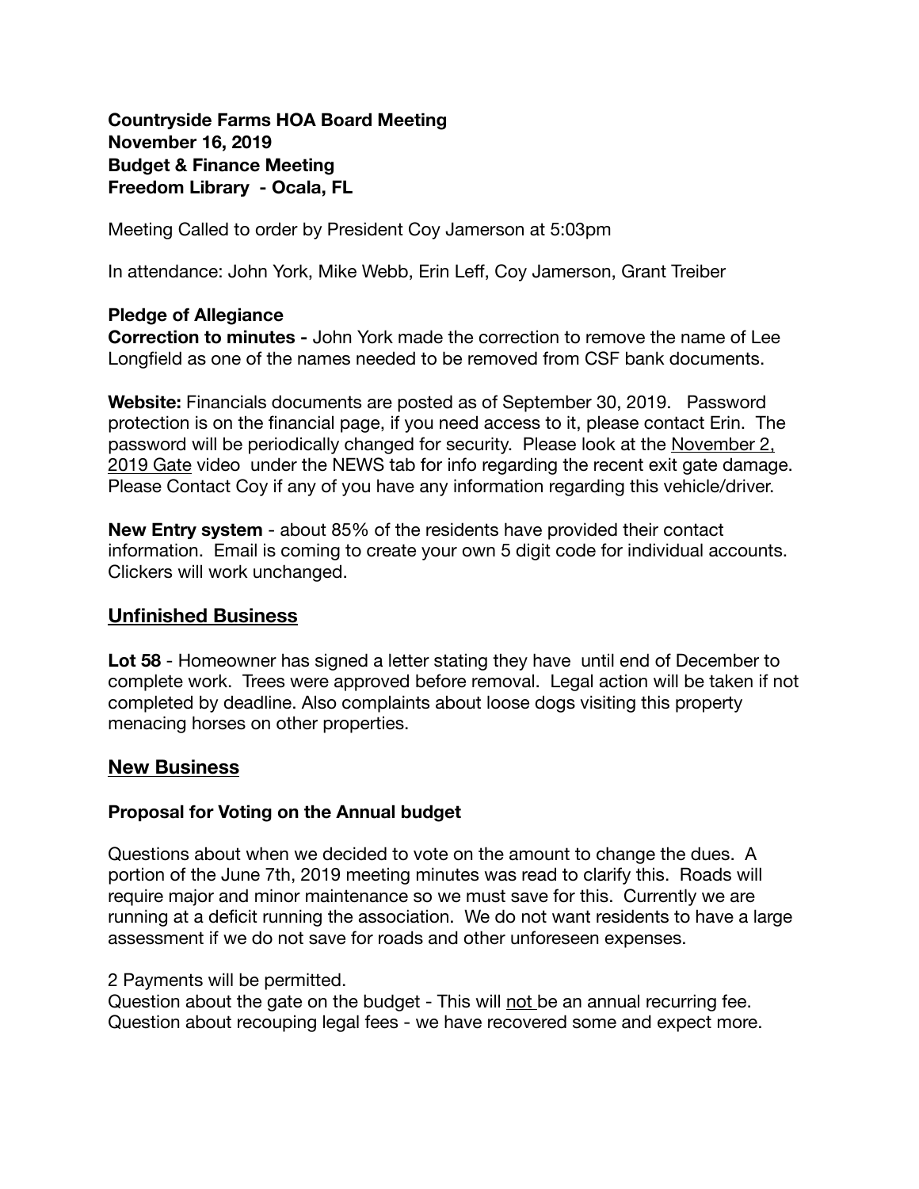**Countryside Farms HOA Board Meeting**
**November 16, 2019**
**Budget & Finance Meeting**
**Freedom Library - Ocala, FL**

Meeting Called to order by President Coy Jamerson at 5:03pm

In attendance: John York, Mike Webb, Erin Leff, Coy Jamerson, Grant Treiber

**Pledge of Allegiance**
**Correction to minutes -** John York made the correction to remove the name of Lee Longfield as one of the names needed to be removed from CSF bank documents.

**Website:** Financials documents are posted as of September 30, 2019. Password protection is on the financial page, if you need access to it, please contact Erin. The password will be periodically changed for security. Please look at the November 2, 2019 Gate video under the NEWS tab for info regarding the recent exit gate damage. Please Contact Coy if any of you have any information regarding this vehicle/driver.

**New Entry system** - about 85% of the residents have provided their contact information. Email is coming to create your own 5 digit code for individual accounts. Clickers will work unchanged.

## Unfinished Business

**Lot 58** - Homeowner has signed a letter stating they have until end of December to complete work. Trees were approved before removal. Legal action will be taken if not completed by deadline. Also complaints about loose dogs visiting this property menacing horses on other properties.

## New Business

### Proposal for Voting on the Annual budget

Questions about when we decided to vote on the amount to change the dues. A portion of the June 7th, 2019 meeting minutes was read to clarify this. Roads will require major and minor maintenance so we must save for this. Currently we are running at a deficit running the association. We do not want residents to have a large assessment if we do not save for roads and other unforeseen expenses.

2 Payments will be permitted.
Question about the gate on the budget - This will not be an annual recurring fee.
Question about recouping legal fees - we have recovered some and expect more.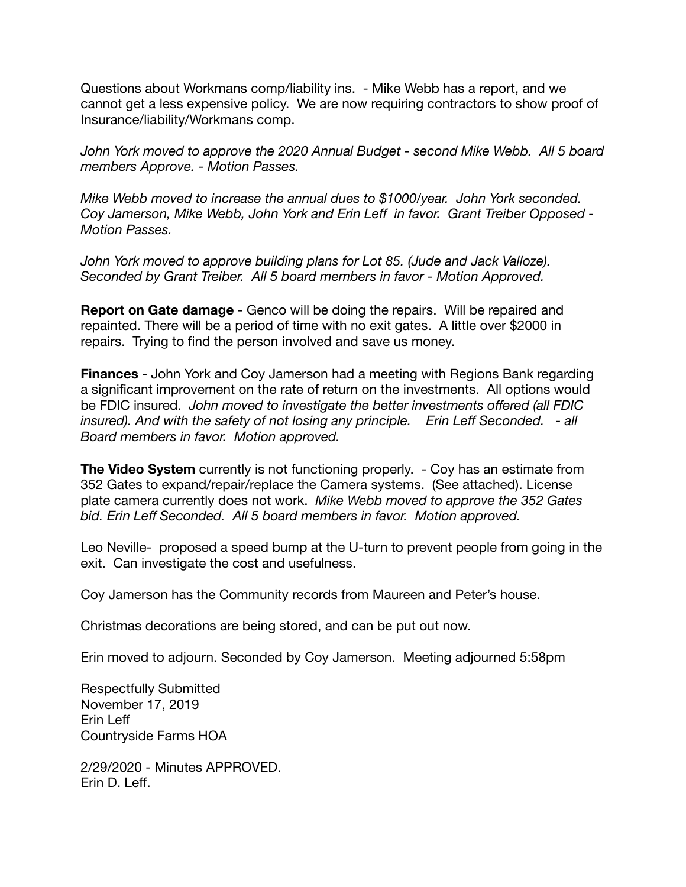Questions about Workmans comp/liability ins. - Mike Webb has a report, and we cannot get a less expensive policy. We are now requiring contractors to show proof of Insurance/liability/Workmans comp.

*John York moved to approve the 2020 Annual Budget - second Mike Webb. All 5 board members Approve. - Motion Passes.*

*Mike Webb moved to increase the annual dues to $1000/year. John York seconded. Coy Jamerson, Mike Webb, John York and Erin Leff in favor. Grant Treiber Opposed - Motion Passes.*

*John York moved to approve building plans for Lot 85. (Jude and Jack Valloze). Seconded by Grant Treiber. All 5 board members in favor - Motion Approved.*

**Report on Gate damage** - Genco will be doing the repairs. Will be repaired and repainted. There will be a period of time with no exit gates. A little over $2000 in repairs. Trying to find the person involved and save us money.

**Finances** - John York and Coy Jamerson had a meeting with Regions Bank regarding a significant improvement on the rate of return on the investments. All options would be FDIC insured. *John moved to investigate the better investments offered (all FDIC insured). And with the safety of not losing any principle. Erin Leff Seconded. - all Board members in favor. Motion approved.*

**The Video System** currently is not functioning properly. - Coy has an estimate from 352 Gates to expand/repair/replace the Camera systems. (See attached). License plate camera currently does not work. *Mike Webb moved to approve the 352 Gates bid. Erin Leff Seconded. All 5 board members in favor. Motion approved.*

Leo Neville- proposed a speed bump at the U-turn to prevent people from going in the exit. Can investigate the cost and usefulness.

Coy Jamerson has the Community records from Maureen and Peter's house.

Christmas decorations are being stored, and can be put out now.

Erin moved to adjourn. Seconded by Coy Jamerson. Meeting adjourned 5:58pm

Respectfully Submitted
November 17, 2019
Erin Leff
Countryside Farms HOA

2/29/2020 - Minutes APPROVED.
Erin D. Leff.